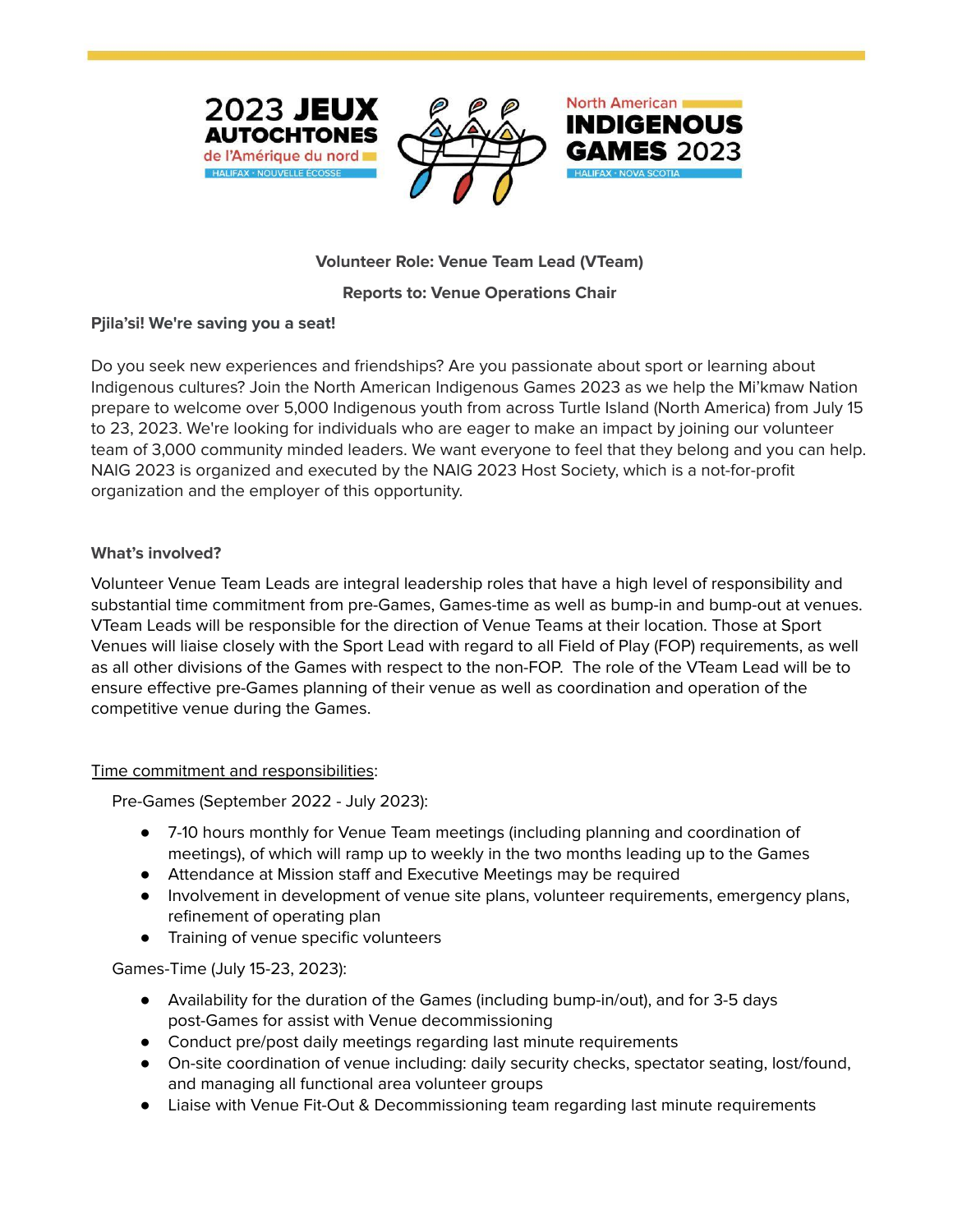2023 JEUX AUTOCHTONES de l'Amérique du nord — HALIFAX · NOUVELLE ÉCOSSE

North American INDIGENOUS GAMES 2023 — HALIFAX · NOVA SCOTIA

**Volunteer Role: Venue Team Lead (VTeam)**

**Reports to: Venue Operations Chair**

**Pjila'si! We're saving you a seat!**

Do you seek new experiences and friendships? Are you passionate about sport or learning about Indigenous cultures? Join the North American Indigenous Games 2023 as we help the Mi'kmaw Nation prepare to welcome over 5,000 Indigenous youth from across Turtle Island (North America) from July 15 to 23, 2023. We're looking for individuals who are eager to make an impact by joining our volunteer team of 3,000 community minded leaders. We want everyone to feel that they belong and you can help. NAIG 2023 is organized and executed by the NAIG 2023 Host Society, which is a not-for-profit organization and the employer of this opportunity.

**What's involved?**

Volunteer Venue Team Leads are integral leadership roles that have a high level of responsibility and substantial time commitment from pre-Games, Games-time as well as bump-in and bump-out at venues. VTeam Leads will be responsible for the direction of Venue Teams at their location. Those at Sport Venues will liaise closely with the Sport Lead with regard to all Field of Play (FOP) requirements, as well as all other divisions of the Games with respect to the non-FOP. The role of the VTeam Lead will be to ensure effective pre-Games planning of their venue as well as coordination and operation of the competitive venue during the Games.

Time commitment and responsibilities:

Pre-Games (September 2022 - July 2023):

- 7-10 hours monthly for Venue Team meetings (including planning and coordination of meetings), of which will ramp up to weekly in the two months leading up to the Games
- Attendance at Mission staff and Executive Meetings may be required
- Involvement in development of venue site plans, volunteer requirements, emergency plans, refinement of operating plan
- Training of venue specific volunteers

Games-Time (July 15-23, 2023):

- Availability for the duration of the Games (including bump-in/out), and for 3-5 days post-Games for assist with Venue decommissioning
- Conduct pre/post daily meetings regarding last minute requirements
- On-site coordination of venue including: daily security checks, spectator seating, lost/found, and managing all functional area volunteer groups
- Liaise with Venue Fit-Out & Decommissioning team regarding last minute requirements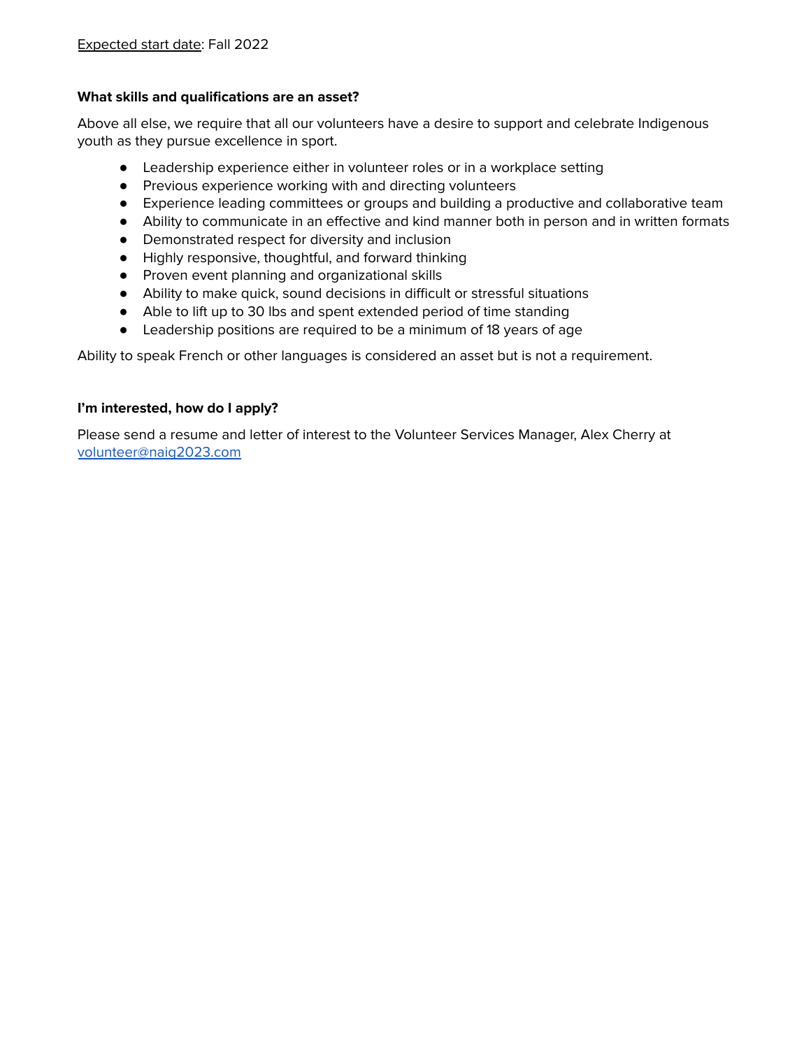Expected start date: Fall 2022

**What skills and qualifications are an asset?**

Above all else, we require that all our volunteers have a desire to support and celebrate Indigenous youth as they pursue excellence in sport.

- Leadership experience either in volunteer roles or in a workplace setting
- Previous experience working with and directing volunteers
- Experience leading committees or groups and building a productive and collaborative team
- Ability to communicate in an effective and kind manner both in person and in written formats
- Demonstrated respect for diversity and inclusion
- Highly responsive, thoughtful, and forward thinking
- Proven event planning and organizational skills
- Ability to make quick, sound decisions in difficult or stressful situations
- Able to lift up to 30 lbs and spent extended period of time standing
- Leadership positions are required to be a minimum of 18 years of age

Ability to speak French or other languages is considered an asset but is not a requirement.

**I'm interested, how do I apply?**

Please send a resume and letter of interest to the Volunteer Services Manager, Alex Cherry at volunteer@naig2023.com